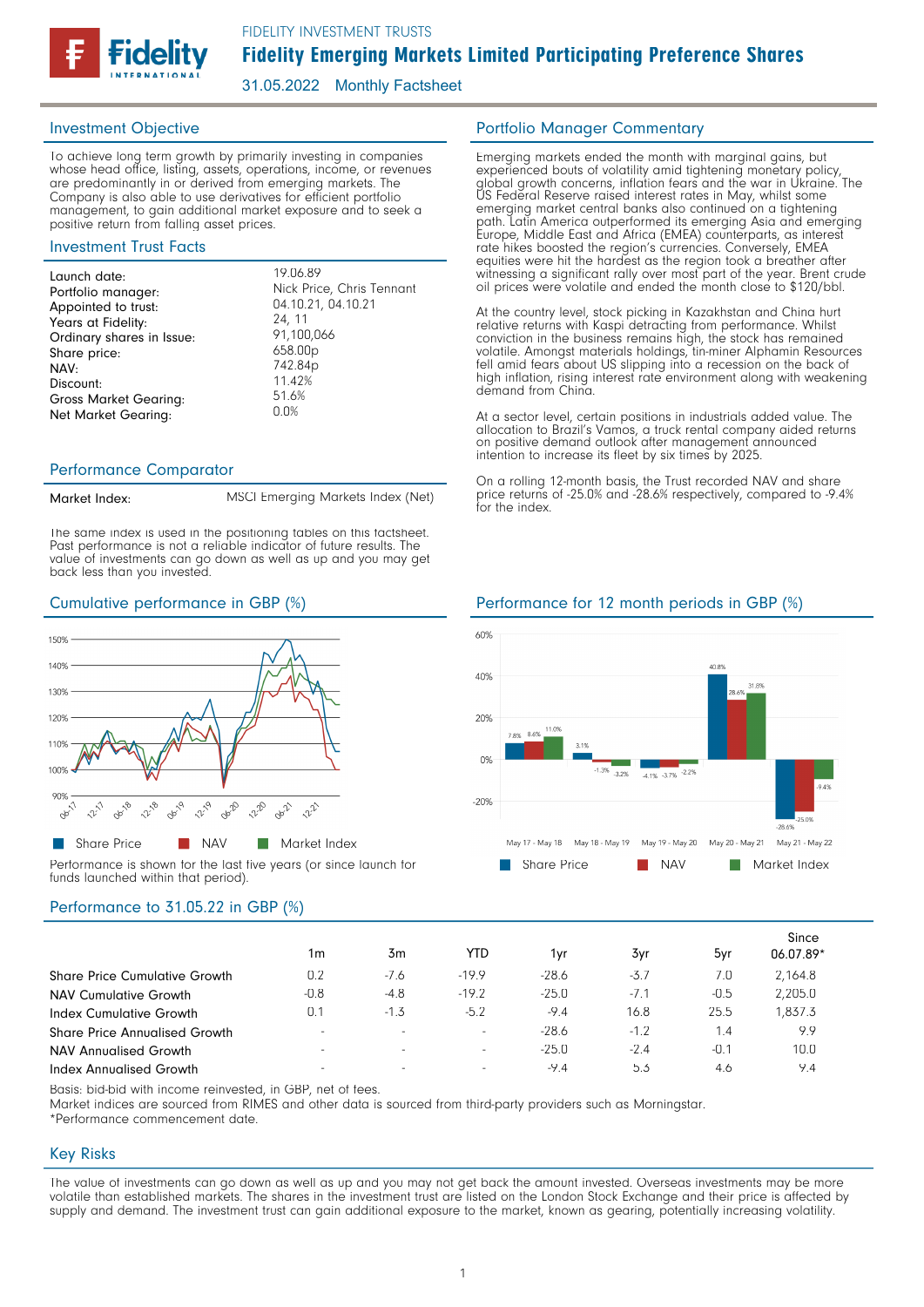FIDELITY INVESTMENT TRUSTS

# Fidelity Emerging Markets Limited Participating Preference Shares

31.05.2022 Monthly Factsheet

## Investment Objective

To achieve long term growth by primarily investing in companies whose head office, listing, assets, operations, income, or revenues are predominantly in or derived from emerging markets. The Company is also able to use derivatives for efficient portfolio management, to gain additional market exposure and to seek a positive return from falling asset prices.

## Investment Trust Facts

| | |
|---|---|
| Launch date: | 19.06.89 |
| Portfolio manager: | Nick Price, Chris Tennant |
| Appointed to trust: | 04.10.21, 04.10.21 |
| Years at Fidelity: | 24, 11 |
| Ordinary shares in Issue: | 91,100,066 |
| Share price: | 658.00p |
| NAV: | 742.84p |
| Discount: | 11.42% |
| Gross Market Gearing: | 51.6% |
| Net Market Gearing: | 0.0% |

## Portfolio Manager Commentary

Emerging markets ended the month with marginal gains, but experienced bouts of volatility amid tightening monetary policy, global growth concerns, inflation fears and the war in Ukraine. The US Federal Reserve raised interest rates in May, whilst some emerging market central banks also continued on a tightening path. Latin America outperformed its emerging Asia and emerging Europe, Middle East and Africa (EMEA) counterparts, as interest rate hikes boosted the region's currencies. Conversely, EMEA equities were hit the hardest as the region took a breather after witnessing a significant rally over most part of the year. Brent crude oil prices were volatile and ended the month close to $120/bbl.

At the country level, stock picking in Kazakhstan and China hurt relative returns with Kaspi detracting from performance. Whilst conviction in the business remains high, the stock has remained volatile. Amongst materials holdings, tin-miner Alphamin Resources fell amid fears about US slipping into a recession on the back of high inflation, rising interest rate environment along with weakening demand from China.

At a sector level, certain positions in industrials added value. The allocation to Brazil's Vamos, a truck rental company aided returns on positive demand outlook after management announced intention to increase its fleet by six times by 2025.

On a rolling 12-month basis, the Trust recorded NAV and share price returns of -25.0% and -28.6% respectively, compared to -9.4% for the index.

## Performance Comparator

| | |
|---|---|
| Market Index: | MSCI Emerging Markets Index (Net) |

The same index is used in the positioning tables on this factsheet.
Past performance is not a reliable indicator of future results. The value of investments can go down as well as up and you may get back less than you invested.

## Cumulative performance in GBP (%)

Share Price / NAV / Market Index

Performance is shown for the last five years (or since launch for funds launched within that period).

## Performance for 12 month periods in GBP (%)

| | May 17 - May 18 | May 18 - May 19 | May 19 - May 20 | May 20 - May 21 | May 21 - May 22 |
|---|---|---|---|---|---|
| Share Price | 7.8% | 3.1% | -4.1% | 40.8% | -28.6% |
| NAV | 8.6% | -1.3% | -3.7% | 28.6% | -25.0% |
| Market Index | 11.0% | -3.2% | -2.2% | 31.8% | -9.4% |

## Performance to 31.05.22 in GBP (%)

| | 1m | 3m | YTD | 1yr | 3yr | 5yr | Since 06.07.89* |
|---|---|---|---|---|---|---|---|
| Share Price Cumulative Growth | 0.2 | -7.6 | -19.9 | -28.6 | -3.7 | 7.0 | 2,164.8 |
| NAV Cumulative Growth | -0.8 | -4.8 | -19.2 | -25.0 | -7.1 | -0.5 | 2,205.0 |
| Index Cumulative Growth | 0.1 | -1.3 | -5.2 | -9.4 | 16.8 | 25.5 | 1,837.3 |
| Share Price Annualised Growth | - | - | - | -28.6 | -1.2 | 1.4 | 9.9 |
| NAV Annualised Growth | - | - | - | -25.0 | -2.4 | -0.1 | 10.0 |
| Index Annualised Growth | - | - | - | -9.4 | 5.3 | 4.6 | 9.4 |

Basis: bid-bid with income reinvested, in GBP, net of fees.
Market indices are sourced from RIMES and other data is sourced from third-party providers such as Morningstar.
*Performance commencement date.

## Key Risks

The value of investments can go down as well as up and you may not get back the amount invested. Overseas investments may be more volatile than established markets. The shares in the investment trust are listed on the London Stock Exchange and their price is affected by supply and demand. The investment trust can gain additional exposure to the market, known as gearing, potentially increasing volatility.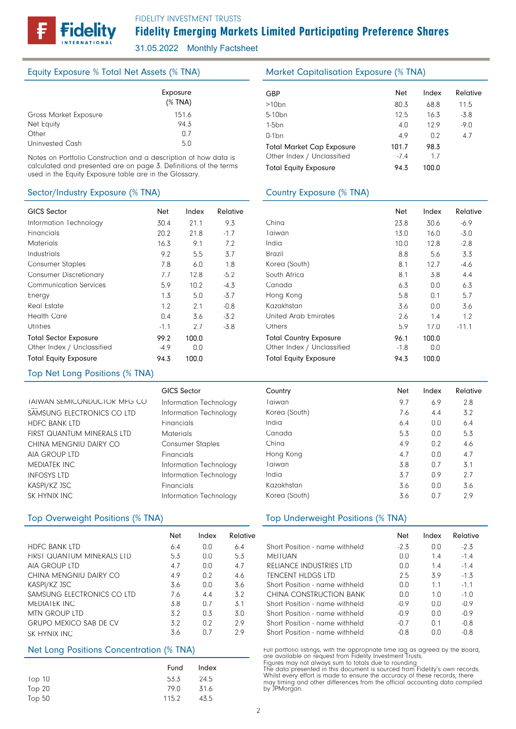# Fidelity Emerging Markets Limited Participating Preference Shares

FIDELITY INVESTMENT TRUSTS

31.05.2022 Monthly Factsheet

## Equity Exposure % Total Net Assets (% TNA)

| | Exposure (% TNA) |
|---|---|
| Gross Market Exposure | 151.6 |
| Net Equity | 94.3 |
| Other | 0.7 |
| Uninvested Cash | 5.0 |

Notes on Portfolio Construction and a description of how data is calculated and presented are on page 3. Definitions of the terms used in the Equity Exposure table are in the Glossary.

## Market Capitalisation Exposure (% TNA)

| GBP | Net | Index | Relative |
|---|---|---|---|
| >10bn | 80.3 | 68.8 | 11.5 |
| 5-10bn | 12.5 | 16.3 | -3.8 |
| 1-5bn | 4.0 | 12.9 | -9.0 |
| 0-1bn | 4.9 | 0.2 | 4.7 |
| Total Market Cap Exposure | 101.7 | 98.3 | |
| Other Index / Unclassified | -7.4 | 1.7 | |
| Total Equity Exposure | 94.3 | 100.0 | |

## Sector/Industry Exposure (% TNA)

| GICS Sector | Net | Index | Relative |
|---|---|---|---|
| Information Technology | 30.4 | 21.1 | 9.3 |
| Financials | 20.2 | 21.8 | -1.7 |
| Materials | 16.3 | 9.1 | 7.2 |
| Industrials | 9.2 | 5.5 | 3.7 |
| Consumer Staples | 7.8 | 6.0 | 1.8 |
| Consumer Discretionary | 7.7 | 12.8 | -5.2 |
| Communication Services | 5.9 | 10.2 | -4.3 |
| Energy | 1.3 | 5.0 | -3.7 |
| Real Estate | 1.2 | 2.1 | -0.8 |
| Health Care | 0.4 | 3.6 | -3.2 |
| Utilities | -1.1 | 2.7 | -3.8 |
| Total Sector Exposure | 99.2 | 100.0 | |
| Other Index / Unclassified | -4.9 | 0.0 | |
| Total Equity Exposure | 94.3 | 100.0 | |

## Country Exposure (% TNA)

| | Net | Index | Relative |
|---|---|---|---|
| China | 23.8 | 30.6 | -6.9 |
| Taiwan | 13.0 | 16.0 | -3.0 |
| India | 10.0 | 12.8 | -2.8 |
| Brazil | 8.8 | 5.6 | 3.3 |
| Korea (South) | 8.1 | 12.7 | -4.6 |
| South Africa | 8.1 | 3.8 | 4.4 |
| Canada | 6.3 | 0.0 | 6.3 |
| Hong Kong | 5.8 | 0.1 | 5.7 |
| Kazakhstan | 3.6 | 0.0 | 3.6 |
| United Arab Emirates | 2.6 | 1.4 | 1.2 |
| Others | 5.9 | 17.0 | -11.1 |
| Total Country Exposure | 96.1 | 100.0 | |
| Other Index / Unclassified | -1.8 | 0.0 | |
| Total Equity Exposure | 94.3 | 100.0 | |

## Top Net Long Positions (% TNA)

| | GICS Sector | Country | Net | Index | Relative |
|---|---|---|---|---|---|
| TAIWAN SEMICONDUCTOR MFG CO | Information Technology | Taiwan | 9.7 | 6.9 | 2.8 |
| SAMSUNG ELECTRONICS CO LTD | Information Technology | Korea (South) | 7.6 | 4.4 | 3.2 |
| HDFC BANK LTD | Financials | India | 6.4 | 0.0 | 6.4 |
| FIRST QUANTUM MINERALS LTD | Materials | Canada | 5.3 | 0.0 | 5.3 |
| CHINA MENGNIU DAIRY CO | Consumer Staples | China | 4.9 | 0.2 | 4.6 |
| AIA GROUP LTD | Financials | Hong Kong | 4.7 | 0.0 | 4.7 |
| MEDIATEK INC | Information Technology | Taiwan | 3.8 | 0.7 | 3.1 |
| INFOSYS LTD | Information Technology | India | 3.7 | 0.9 | 2.7 |
| KASPI/KZ JSC | Financials | Kazakhstan | 3.6 | 0.0 | 3.6 |
| SK HYNIX INC | Information Technology | Korea (South) | 3.6 | 0.7 | 2.9 |

## Top Overweight Positions (% TNA)

| | Net | Index | Relative |
|---|---|---|---|
| HDFC BANK LTD | 6.4 | 0.0 | 6.4 |
| FIRST QUANTUM MINERALS LTD | 5.3 | 0.0 | 5.3 |
| AIA GROUP LTD | 4.7 | 0.0 | 4.7 |
| CHINA MENGNIU DAIRY CO | 4.9 | 0.2 | 4.6 |
| KASPI/KZ JSC | 3.6 | 0.0 | 3.6 |
| SAMSUNG ELECTRONICS CO LTD | 7.6 | 4.4 | 3.2 |
| MEDIATEK INC | 3.8 | 0.7 | 3.1 |
| MTN GROUP LTD | 3.2 | 0.3 | 3.0 |
| GRUPO MEXICO SAB DE CV | 3.2 | 0.2 | 2.9 |
| SK HYNIX INC | 3.6 | 0.7 | 2.9 |

## Top Underweight Positions (% TNA)

| | Net | Index | Relative |
|---|---|---|---|
| Short Position - name withheld | -2.3 | 0.0 | -2.3 |
| MEITUAN | 0.0 | 1.4 | -1.4 |
| RELIANCE INDUSTRIES LTD | 0.0 | 1.4 | -1.4 |
| TENCENT HLDGS LTD | 2.5 | 3.9 | -1.3 |
| Short Position - name withheld | 0.0 | 1.1 | -1.1 |
| CHINA CONSTRUCTION BANK | 0.0 | 1.0 | -1.0 |
| Short Position - name withheld | -0.9 | 0.0 | -0.9 |
| Short Position - name withheld | -0.9 | 0.0 | -0.9 |
| Short Position - name withheld | -0.7 | 0.1 | -0.8 |
| Short Position - name withheld | -0.8 | 0.0 | -0.8 |

## Net Long Positions Concentration (% TNA)

| | Fund | Index |
|---|---|---|
| Top 10 | 53.3 | 24.5 |
| Top 20 | 79.0 | 31.6 |
| Top 50 | 115.2 | 43.5 |

Full portfolio listings, with the appropriate time lag as agreed by the Board, are available on request from Fidelity Investment Trusts.
Figures may not always sum to totals due to rounding
The data presented in this document is sourced from Fidelity's own records. Whilst every effort is made to ensure the accuracy of these records, there may timing and other differences from the official accounting data compiled by JPMorgan.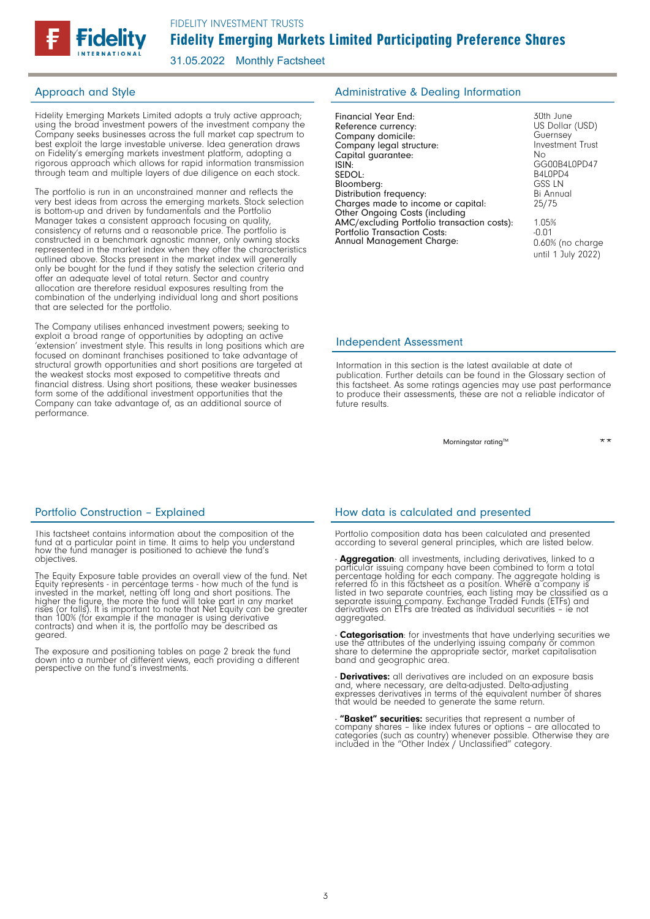FIDELITY INVESTMENT TRUSTS

# Fidelity Emerging Markets Limited Participating Preference Shares

31.05.2022 Monthly Factsheet

## Approach and Style

Fidelity Emerging Markets Limited adopts a truly active approach; using the broad investment powers of the investment company the Company seeks businesses across the full market cap spectrum to best exploit the large investable universe. Idea generation draws on Fidelity's emerging markets investment platform, adopting a rigorous approach which allows for rapid information transmission through team and multiple layers of due diligence on each stock.

The portfolio is run in an unconstrained manner and reflects the very best ideas from across the emerging markets. Stock selection is bottom-up and driven by fundamentals and the Portfolio Manager takes a consistent approach focusing on quality, consistency of returns and a reasonable price. The portfolio is constructed in a benchmark agnostic manner, only owning stocks represented in the market index when they offer the characteristics outlined above. Stocks present in the market index will generally only be bought for the fund if they satisfy the selection criteria and offer an adequate level of total return. Sector and country allocation are therefore residual exposures resulting from the combination of the underlying individual long and short positions that are selected for the portfolio.

The Company utilises enhanced investment powers; seeking to exploit a broad range of opportunities by adopting an active 'extension' investment style. This results in long positions which are focused on dominant franchises positioned to take advantage of structural growth opportunities and short positions are targeted at the weakest stocks most exposed to competitive threats and financial distress. Using short positions, these weaker businesses form some of the additional investment opportunities that the Company can take advantage of, as an additional source of performance.

## Administrative & Dealing Information

| | |
|---|---|
| Financial Year End: | 30th June |
| Reference currency: | US Dollar (USD) |
| Company domicile: | Guernsey |
| Company legal structure: | Investment Trust |
| Capital guarantee: | No |
| ISIN: | GG00B4L0PD47 |
| SEDOL: | B4L0PD4 |
| Bloomberg: | GSS LN |
| Distribution frequency: | Bi Annual |
| Charges made to income or capital: | 25/75 |
| Other Ongoing Costs (including AMC/excluding Portfolio transaction costs): | 1.05% |
| Portfolio Transaction Costs: | -0.01 |
| Annual Management Charge: | 0.60% (no charge until 1 July 2022) |

## Independent Assessment

Information in this section is the latest available at date of publication. Further details can be found in the Glossary section of this factsheet. As some ratings agencies may use past performance to produce their assessments, these are not a reliable indicator of future results.

| | |
|---|---|
| Morningstar rating™ | ** |

## Portfolio Construction – Explained

This factsheet contains information about the composition of the fund at a particular point in time. It aims to help you understand how the fund manager is positioned to achieve the fund's objectives.

The Equity Exposure table provides an overall view of the fund. Net Equity represents - in percentage terms - how much of the fund is invested in the market, netting off long and short positions. The higher the figure, the more the fund will take part in any market rises (or falls). It is important to note that Net Equity can be greater than 100% (for example if the manager is using derivative contracts) and when it is, the portfolio may be described as geared.

The exposure and positioning tables on page 2 break the fund down into a number of different views, each providing a different perspective on the fund's investments.

## How data is calculated and presented

Portfolio composition data has been calculated and presented according to several general principles, which are listed below.

- **Aggregation**: all investments, including derivatives, linked to a particular issuing company have been combined to form a total percentage holding for each company. The aggregate holding is referred to in this factsheet as a position. Where a company is listed in two separate countries, each listing may be classified as a separate issuing company. Exchange Traded Funds (ETFs) and derivatives on ETFs are treated as individual securities – ie not aggregated.

- **Categorisation**: for investments that have underlying securities we use the attributes of the underlying issuing company or common share to determine the appropriate sector, market capitalisation band and geographic area.

- **Derivatives:** all derivatives are included on an exposure basis and, where necessary, are delta-adjusted. Delta-adjusting expresses derivatives in terms of the equivalent number of shares that would be needed to generate the same return.

- **"Basket" securities:** securities that represent a number of company shares – like index futures or options – are allocated to categories (such as country) whenever possible. Otherwise they are included in the "Other Index / Unclassified" category.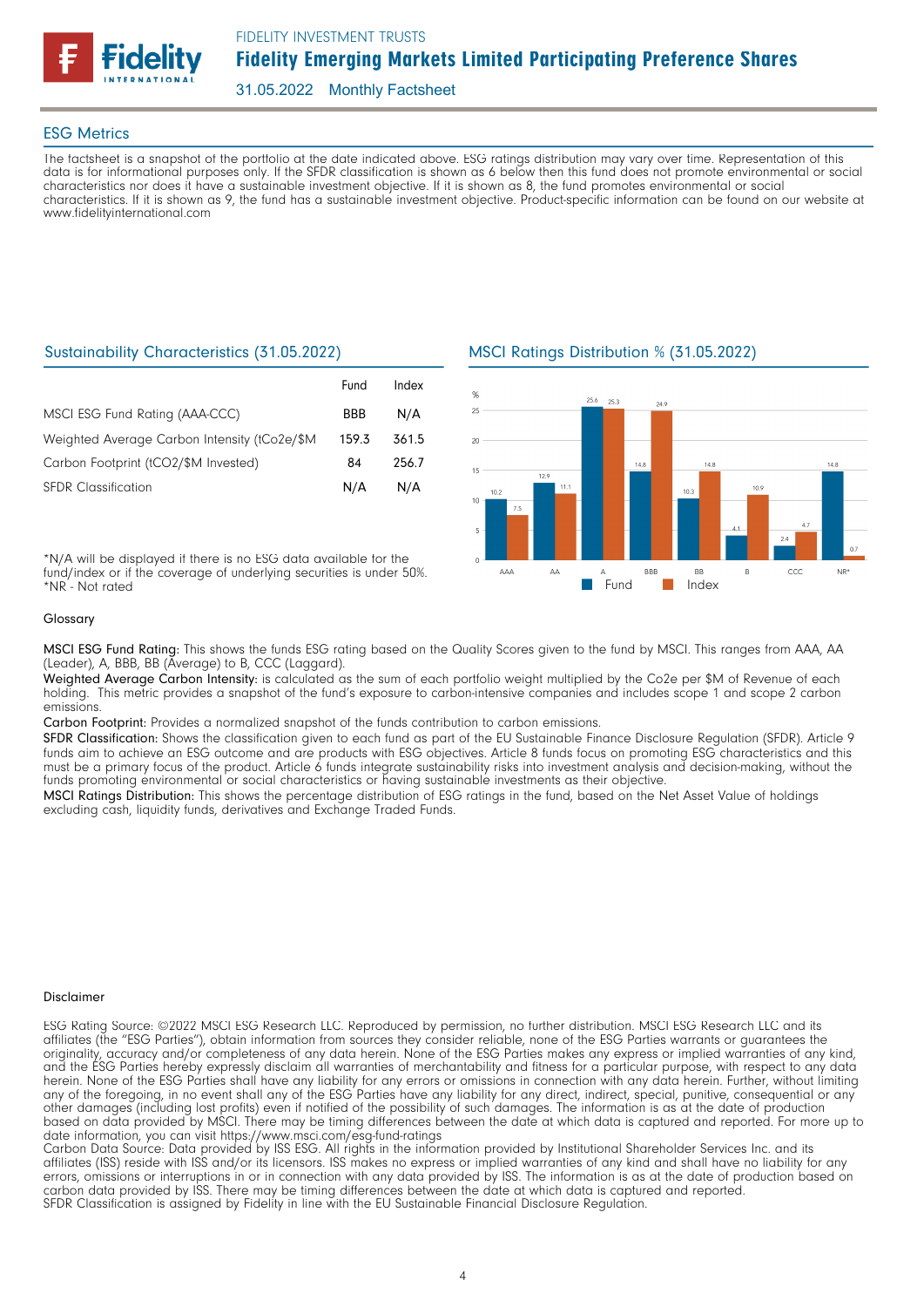## ESG Metrics

The factsheet is a snapshot of the portfolio at the date indicated above. ESG ratings distribution may vary over time. Representation of this data is for informational purposes only. If the SFDR classification is shown as 6 below then this fund does not promote environmental or social characteristics nor does it have a sustainable investment objective. If it is shown as 8, the fund promotes environmental or social characteristics. If it is shown as 9, the fund has a sustainable investment objective. Product-specific information can be found on our website at www.fidelityinternational.com

### Sustainability Characteristics (31.05.2022)

| | Fund | Index |
|---|---|---|
| MSCI ESG Fund Rating (AAA-CCC) | BBB | N/A |
| Weighted Average Carbon Intensity (tCo2e/$M | 159.3 | 361.5 |
| Carbon Footprint (tCO2/$M Invested) | 84 | 256.7 |
| SFDR Classification | N/A | N/A |

*N/A will be displayed if there is no ESG data available for the fund/index or if the coverage of underlying securities is under 50%.
*NR - Not rated

### MSCI Ratings Distribution % (31.05.2022)

| % | Fund | Index |
|---|---|---|
| AAA | 10.2 | 7.5 |
| AA | 12.9 | 11.1 |
| A | 25.6 | 25.3 |
| BBB | 14.8 | 24.9 |
| BB | 10.3 | 14.8 |
| B | 4.1 | 10.9 |
| CCC | 2.4 | 4.7 |
| NR* | 14.8 | 0.7 |

### Glossary

**MSCI ESG Fund Rating:** This shows the funds ESG rating based on the Quality Scores given to the fund by MSCI. This ranges from AAA, AA (Leader), A, BBB, BB (Average) to B, CCC (Laggard).
**Weighted Average Carbon Intensity:** is calculated as the sum of each portfolio weight multiplied by the Co2e per $M of Revenue of each holding. This metric provides a snapshot of the fund's exposure to carbon-intensive companies and includes scope 1 and scope 2 carbon emissions.
**Carbon Footprint:** Provides a normalized snapshot of the funds contribution to carbon emissions.
**SFDR Classification:** Shows the classification given to each fund as part of the EU Sustainable Finance Disclosure Regulation (SFDR). Article 9 funds aim to achieve an ESG outcome and are products with ESG objectives. Article 8 funds focus on promoting ESG characteristics and this must be a primary focus of the product. Article 6 funds integrate sustainability risks into investment analysis and decision-making, without the funds promoting environmental or social characteristics or having sustainable investments as their objective.
**MSCI Ratings Distribution:** This shows the percentage distribution of ESG ratings in the fund, based on the Net Asset Value of holdings excluding cash, liquidity funds, derivatives and Exchange Traded Funds.

### Disclaimer

ESG Rating Source: ©2022 MSCI ESG Research LLC. Reproduced by permission, no further distribution. MSCI ESG Research LLC and its affiliates (the "ESG Parties"), obtain information from sources they consider reliable, none of the ESG Parties warrants or guarantees the originality, accuracy and/or completeness of any data herein. None of the ESG Parties makes any express or implied warranties of any kind, and the ESG Parties hereby expressly disclaim all warranties of merchantability and fitness for a particular purpose, with respect to any data herein. None of the ESG Parties shall have any liability for any errors or omissions in connection with any data herein. Further, without limiting any of the foregoing, in no event shall any of the ESG Parties have any liability for any direct, indirect, special, punitive, consequential or any other damages (including lost profits) even if notified of the possibility of such damages. The information is as at the date of production based on data provided by MSCI. There may be timing differences between the date at which data is captured and reported. For more up to date information, you can visit https://www.msci.com/esg-fund-ratings
Carbon Data Source: Data provided by ISS ESG. All rights in the information provided by Institutional Shareholder Services Inc. and its affiliates (ISS) reside with ISS and/or its licensors. ISS makes no express or implied warranties of any kind and shall have no liability for any errors, omissions or interruptions in or in connection with any data provided by ISS. The information is as at the date of production based on carbon data provided by ISS. There may be timing differences between the date at which data is captured and reported.
SFDR Classification is assigned by Fidelity in line with the EU Sustainable Financial Disclosure Regulation.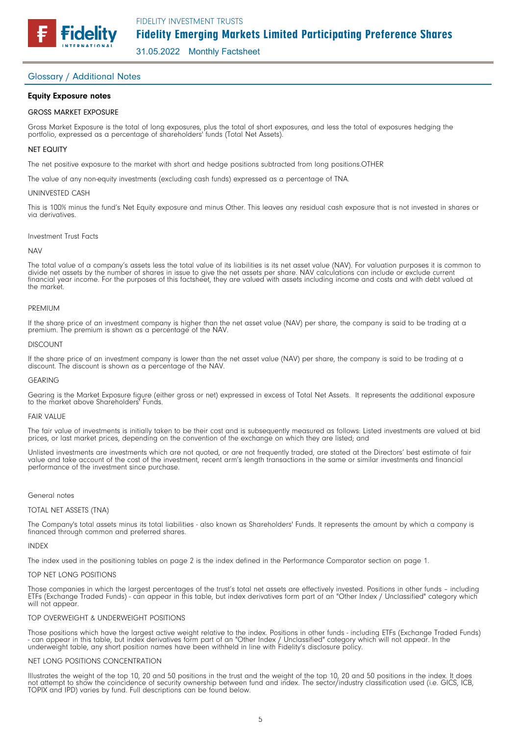## Glossary / Additional Notes

### Equity Exposure notes

GROSS MARKET EXPOSURE

Gross Market Exposure is the total of long exposures, plus the total of short exposures, and less the total of exposures hedging the portfolio, expressed as a percentage of shareholders' funds (Total Net Assets).

NET EQUITY

The net positive exposure to the market with short and hedge positions subtracted from long positions.OTHER

The value of any non-equity investments (excluding cash funds) expressed as a percentage of TNA.

UNINVESTED CASH

This is 100% minus the fund's Net Equity exposure and minus Other. This leaves any residual cash exposure that is not invested in shares or via derivatives.

Investment Trust Facts

NAV

The total value of a company's assets less the total value of its liabilities is its net asset value (NAV). For valuation purposes it is common to divide net assets by the number of shares in issue to give the net assets per share. NAV calculations can include or exclude current financial year income. For the purposes of this factsheet, they are valued with assets including income and costs and with debt valued at the market.

PREMIUM

If the share price of an investment company is higher than the net asset value (NAV) per share, the company is said to be trading at a premium. The premium is shown as a percentage of the NAV.

DISCOUNT

If the share price of an investment company is lower than the net asset value (NAV) per share, the company is said to be trading at a discount. The discount is shown as a percentage of the NAV.

GEARING

Gearing is the Market Exposure figure (either gross or net) expressed in excess of Total Net Assets. It represents the additional exposure to the market above Shareholders' Funds.

FAIR VALUE

The fair value of investments is initially taken to be their cost and is subsequently measured as follows: Listed investments are valued at bid prices, or last market prices, depending on the convention of the exchange on which they are listed; and

Unlisted investments are investments which are not quoted, or are not frequently traded, are stated at the Directors' best estimate of fair value and take account of the cost of the investment, recent arm's length transactions in the same or similar investments and financial performance of the investment since purchase.

General notes

TOTAL NET ASSETS (TNA)

The Company's total assets minus its total liabilities - also known as Shareholders' Funds. It represents the amount by which a company is financed through common and preferred shares.

INDEX

The index used in the positioning tables on page 2 is the index defined in the Performance Comparator section on page 1.

TOP NET LONG POSITIONS

Those companies in which the largest percentages of the trust's total net assets are effectively invested. Positions in other funds – including ETFs (Exchange Traded Funds) - can appear in this table, but index derivatives form part of an "Other Index / Unclassified" category which will not appear.

TOP OVERWEIGHT & UNDERWEIGHT POSITIONS

Those positions which have the largest active weight relative to the index. Positions in other funds - including ETFs (Exchange Traded Funds) - can appear in this table, but index derivatives form part of an "Other Index / Unclassified" category which will not appear. In the underweight table, any short position names have been withheld in line with Fidelity's disclosure policy.

NET LONG POSITIONS CONCENTRATION

Illustrates the weight of the top 10, 20 and 50 positions in the trust and the weight of the top 10, 20 and 50 positions in the index. It does not attempt to show the coincidence of security ownership between fund and index. The sector/industry classification used (i.e. GICS, ICB, TOPIX and IPD) varies by fund. Full descriptions can be found below.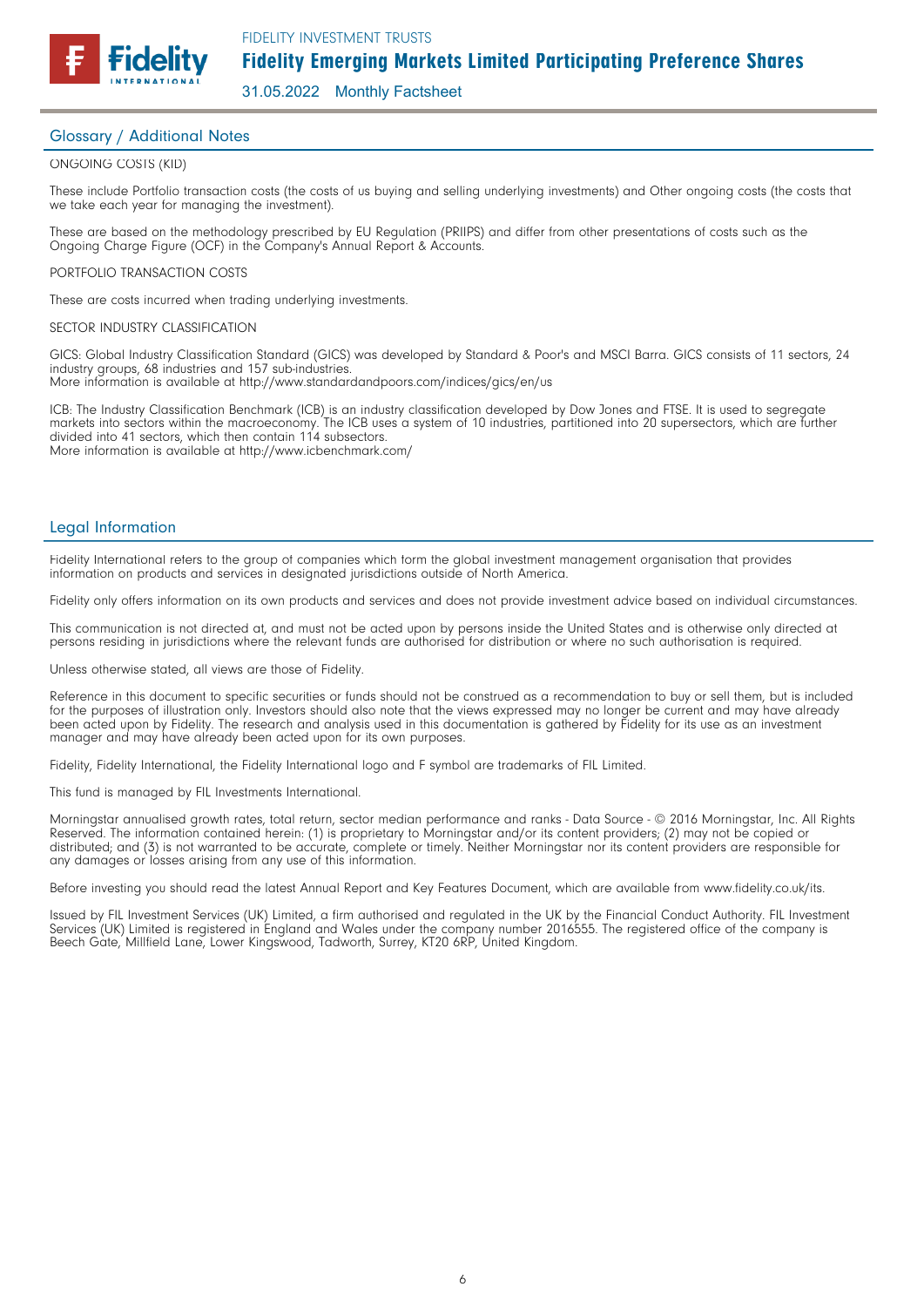## Glossary / Additional Notes

ONGOING COSTS (KID)

These include Portfolio transaction costs (the costs of us buying and selling underlying investments) and Other ongoing costs (the costs that we take each year for managing the investment).

These are based on the methodology prescribed by EU Regulation (PRIIPS) and differ from other presentations of costs such as the Ongoing Charge Figure (OCF) in the Company's Annual Report & Accounts.

PORTFOLIO TRANSACTION COSTS

These are costs incurred when trading underlying investments.

SECTOR INDUSTRY CLASSIFICATION

GICS: Global Industry Classification Standard (GICS) was developed by Standard & Poor's and MSCI Barra. GICS consists of 11 sectors, 24 industry groups, 68 industries and 157 sub-industries.
More information is available at http://www.standardandpoors.com/indices/gics/en/us

ICB: The Industry Classification Benchmark (ICB) is an industry classification developed by Dow Jones and FTSE. It is used to segregate markets into sectors within the macroeconomy. The ICB uses a system of 10 industries, partitioned into 20 supersectors, which are further divided into 41 sectors, which then contain 114 subsectors.
More information is available at http://www.icbenchmark.com/

## Legal Information

Fidelity International refers to the group of companies which form the global investment management organisation that provides information on products and services in designated jurisdictions outside of North America.

Fidelity only offers information on its own products and services and does not provide investment advice based on individual circumstances.

This communication is not directed at, and must not be acted upon by persons inside the United States and is otherwise only directed at persons residing in jurisdictions where the relevant funds are authorised for distribution or where no such authorisation is required.

Unless otherwise stated, all views are those of Fidelity.

Reference in this document to specific securities or funds should not be construed as a recommendation to buy or sell them, but is included for the purposes of illustration only. Investors should also note that the views expressed may no longer be current and may have already been acted upon by Fidelity. The research and analysis used in this documentation is gathered by Fidelity for its use as an investment manager and may have already been acted upon for its own purposes.

Fidelity, Fidelity International, the Fidelity International logo and F symbol are trademarks of FIL Limited.

This fund is managed by FIL Investments International.

Morningstar annualised growth rates, total return, sector median performance and ranks - Data Source - © 2016 Morningstar, Inc. All Rights Reserved. The information contained herein: (1) is proprietary to Morningstar and/or its content providers; (2) may not be copied or distributed; and (3) is not warranted to be accurate, complete or timely. Neither Morningstar nor its content providers are responsible for any damages or losses arising from any use of this information.

Before investing you should read the latest Annual Report and Key Features Document, which are available from www.fidelity.co.uk/its.

Issued by FIL Investment Services (UK) Limited, a firm authorised and regulated in the UK by the Financial Conduct Authority. FIL Investment Services (UK) Limited is registered in England and Wales under the company number 2016555. The registered office of the company is Beech Gate, Millfield Lane, Lower Kingswood, Tadworth, Surrey, KT20 6RP, United Kingdom.